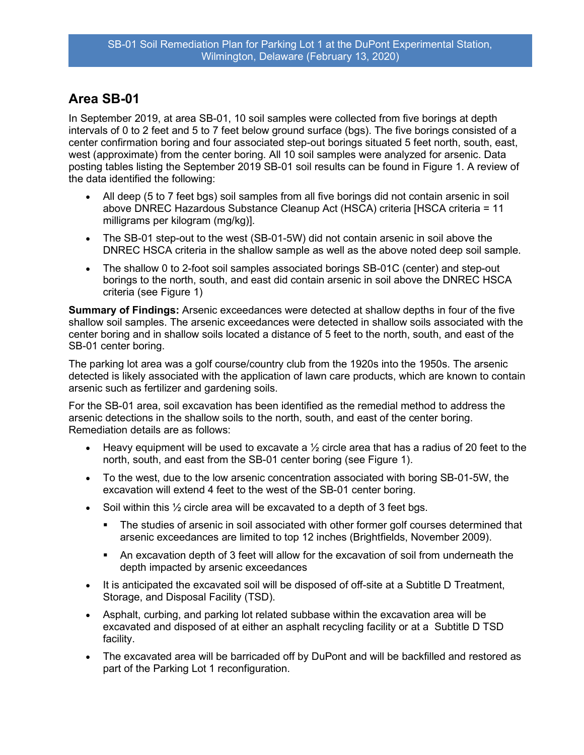## Area SB-01

In September 2019, at area SB-01, 10 soil samples were collected from five borings at depth intervals of 0 to 2 feet and 5 to 7 feet below ground surface (bgs). The five borings consisted of a center confirmation boring and four associated step-out borings situated 5 feet north, south, east, west (approximate) from the center boring. All 10 soil samples were analyzed for arsenic. Data posting tables listing the September 2019 SB-01 soil results can be found in Figure 1. A review of the data identified the following:

- All deep (5 to 7 feet bgs) soil samples from all five borings did not contain arsenic in soil above DNREC Hazardous Substance Cleanup Act (HSCA) criteria [HSCA criteria = 11 milligrams per kilogram (mg/kg)].
- The SB-01 step-out to the west (SB-01-5W) did not contain arsenic in soil above the DNREC HSCA criteria in the shallow sample as well as the above noted deep soil sample.
- The shallow 0 to 2-foot soil samples associated borings SB-01C (center) and step-out borings to the north, south, and east did contain arsenic in soil above the DNREC HSCA criteria (see Figure 1)

**Summary of Findings:** Arsenic exceedances were detected at shallow depths in four of the five shallow soil samples. The arsenic exceedances were detected in shallow soils associated with the center boring and in shallow soils located a distance of 5 feet to the north, south, and east of the SB-01 center boring.

The parking lot area was a golf course/country club from the 1920s into the 1950s. The arsenic detected is likely associated with the application of lawn care products, which are known to contain arsenic such as fertilizer and gardening soils.

For the SB-01 area, soil excavation has been identified as the remedial method to address the arsenic detections in the shallow soils to the north, south, and east of the center boring. Remediation details are as follows:

- Heavy equipment will be used to excavate a ½ circle area that has a radius of 20 feet to the north, south, and east from the SB-01 center boring (see Figure 1).
- To the west, due to the low arsenic concentration associated with boring SB-01-5W, the excavation will extend 4 feet to the west of the SB-01 center boring.
- Soil within this ½ circle area will be excavated to a depth of 3 feet bgs.
    - The studies of arsenic in soil associated with other former golf courses determined that arsenic exceedances are limited to top 12 inches (Brightfields, November 2009).
    - An excavation depth of 3 feet will allow for the excavation of soil from underneath the depth impacted by arsenic exceedances
- It is anticipated the excavated soil will be disposed of off-site at a Subtitle D Treatment, Storage, and Disposal Facility (TSD).
- Asphalt, curbing, and parking lot related subbase within the excavation area will be excavated and disposed of at either an asphalt recycling facility or at a Subtitle D TSD facility.
- The excavated area will be barricaded off by DuPont and will be backfilled and restored as part of the Parking Lot 1 reconfiguration.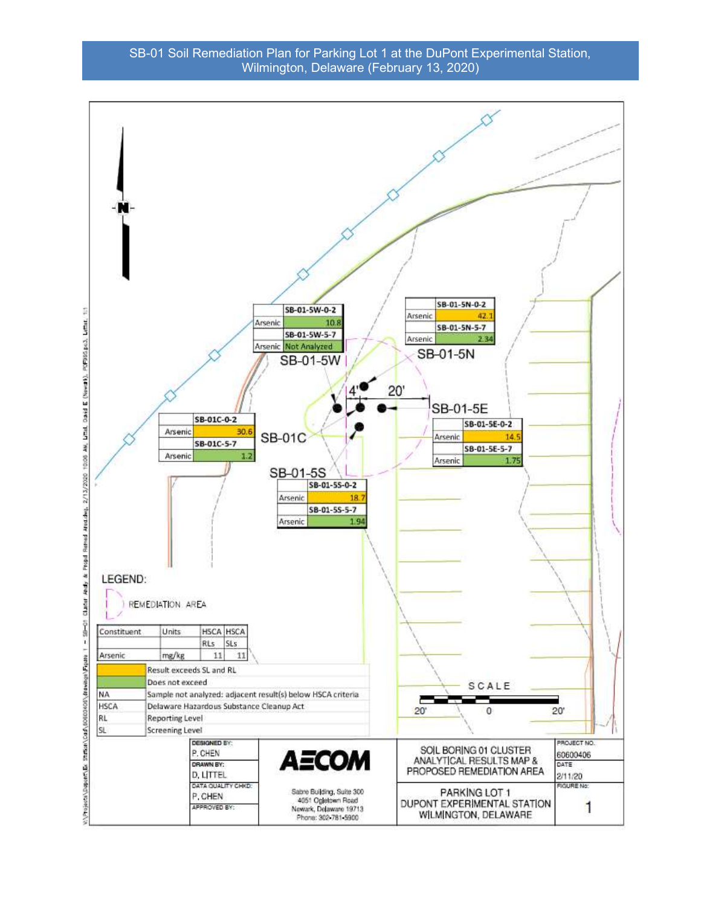SB-01 Soil Remediation Plan for Parking Lot 1 at the DuPont Experimental Station, Wilmington, Delaware (February 13, 2020)

N

SB-01-5W

| | SB-01-5W-0-2 |
|---|---|
| Arsenic | 10.8 |
| | SB-01-5W-5-7 |
| Arsenic | Not Analyzed |

SB-01-5N

| | SB-01-5N-0-2 |
|---|---|
| Arsenic | 42.1 |
| | SB-01-5N-5-7 |
| Arsenic | 2.34 |

SB-01C

| | SB-01C-0-2 |
|---|---|
| Arsenic | 30.6 |
| | SB-01C-5-7 |
| Arsenic | 1.2 |

SB-01-5E

| | SB-01-5E-0-2 |
|---|---|
| Arsenic | 14.5 |
| | SB-01-5E-5-7 |
| Arsenic | 1.75 |

SB-01-5S

| | SB-01-5S-0-2 |
|---|---|
| Arsenic | 18.7 |
| | SB-01-5S-5-7 |
| Arsenic | 1.94 |

4'

20'

LEGEND:

REMEDIATION AREA

| Constituent | Units | HSCA RLs | HSCA SLs |
|---|---|---|---|
| Arsenic | mg/kg | 11 | 11 |

| | |
|---|---|
| (yellow) | Result exceeds SL and RL |
| (green) | Does not exceed |
| NA | Sample not analyzed: adjacent result(s) below HSCA criteria |
| HSCA | Delaware Hazardous Substance Cleanup Act |
| RL | Reporting Level |
| SL | Screening Level |

SCALE

20' 0 20'

DESIGNED BY: P. CHEN

DRAWN BY: D. LITTEL

DATA QUALITY CHKD: P. CHEN

APPROVED BY:

AECOM

Sabre Building, Suite 300
4051 Ogletown Road
Newark, Delaware 19713
Phone: 302-781-5900

SOIL BORING 01 CLUSTER ANALYTICAL RESULTS MAP & PROPOSED REMEDIATION AREA

PARKING LOT 1
DUPONT EXPERIMENTAL STATION
WILMINGTON, DELAWARE

PROJECT NO. 60600406

DATE 2/11/20

FIGURE No: 1